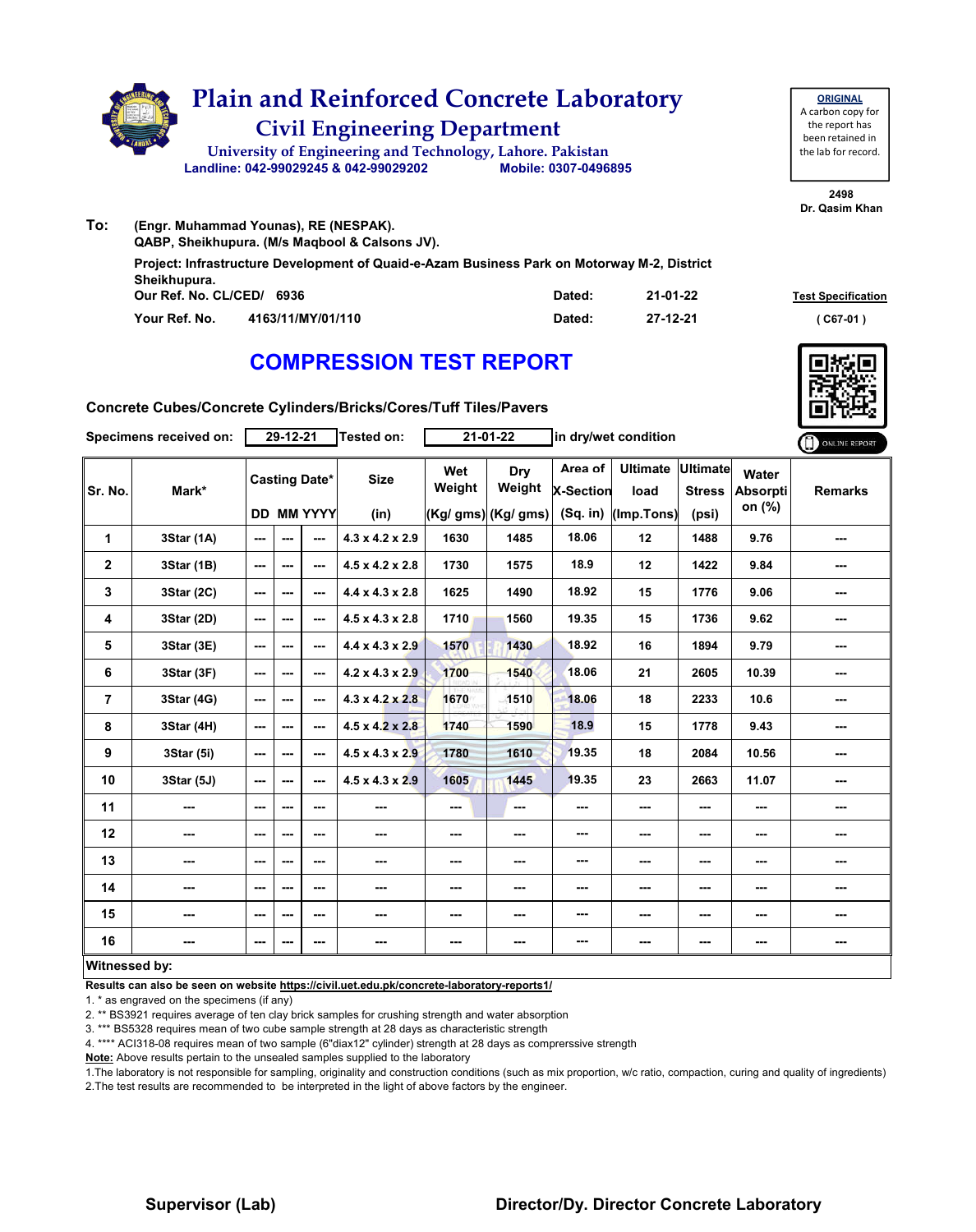# Plain and Reinforced Concrete Laboratory

## Civil Engineering Department

University of Engineering and Technology, Lahore. Pakistan

Landline: 042-99029245 & 042-99029202 Mobile: 0307-0496895

**ORIGINAL**
A carbon copy for the report has been retained in the lab for record.

2498
Dr. Qasim Khan

**To:** (Engr. Muhammad Younas), RE (NESPAK).
QABP, Sheikhupura. (M/s Maqbool & Calsons JV).

Project: Infrastructure Development of Quaid-e-Azam Business Park on Motorway M-2, District Sheikhupura.

Our Ref. No. CL/CED/ 6936 Dated: 21-01-22

Your Ref. No. 4163/11/MY/01/110 Dated: 27-12-21

Test Specification
( C67-01 )

# COMPRESSION TEST REPORT

**Concrete Cubes/Concrete Cylinders/Bricks/Cores/Tuff Tiles/Pavers**

Specimens received on: 29-12-21 Tested on: 21-01-22 in dry/wet condition

| Sr. No. | Mark* | Casting Date* | | | Size | Wet Weight | Dry Weight | Area of X-Section | Ultimate load | Ultimate Stress | Water Absorption (%) | Remarks |
|---|---|---|---|---|---|---|---|---|---|---|---|---|
| | | DD | MM | YYYY | (in) | (Kg/ gms) | (Kg/ gms) | (Sq. in) | (Imp.Tons) | (psi) | | |
| 1 | 3Star (1A) | --- | --- | --- | 4.3 x 4.2 x 2.9 | 1630 | 1485 | 18.06 | 12 | 1488 | 9.76 | --- |
| 2 | 3Star (1B) | --- | --- | --- | 4.5 x 4.2 x 2.8 | 1730 | 1575 | 18.9 | 12 | 1422 | 9.84 | --- |
| 3 | 3Star (2C) | --- | --- | --- | 4.4 x 4.3 x 2.8 | 1625 | 1490 | 18.92 | 15 | 1776 | 9.06 | --- |
| 4 | 3Star (2D) | --- | --- | --- | 4.5 x 4.3 x 2.8 | 1710 | 1560 | 19.35 | 15 | 1736 | 9.62 | --- |
| 5 | 3Star (3E) | --- | --- | --- | 4.4 x 4.3 x 2.9 | 1570 | 1430 | 18.92 | 16 | 1894 | 9.79 | --- |
| 6 | 3Star (3F) | --- | --- | --- | 4.2 x 4.3 x 2.9 | 1700 | 1540 | 18.06 | 21 | 2605 | 10.39 | --- |
| 7 | 3Star (4G) | --- | --- | --- | 4.3 x 4.2 x 2.8 | 1670 | 1510 | 18.06 | 18 | 2233 | 10.6 | --- |
| 8 | 3Star (4H) | --- | --- | --- | 4.5 x 4.2 x 2.8 | 1740 | 1590 | 18.9 | 15 | 1778 | 9.43 | --- |
| 9 | 3Star (5i) | --- | --- | --- | 4.5 x 4.3 x 2.9 | 1780 | 1610 | 19.35 | 18 | 2084 | 10.56 | --- |
| 10 | 3Star (5J) | --- | --- | --- | 4.5 x 4.3 x 2.9 | 1605 | 1445 | 19.35 | 23 | 2663 | 11.07 | --- |
| 11 | --- | --- | --- | --- | --- | --- | --- | --- | --- | --- | --- | --- |
| 12 | --- | --- | --- | --- | --- | --- | --- | --- | --- | --- | --- | --- |
| 13 | --- | --- | --- | --- | --- | --- | --- | --- | --- | --- | --- | --- |
| 14 | --- | --- | --- | --- | --- | --- | --- | --- | --- | --- | --- | --- |
| 15 | --- | --- | --- | --- | --- | --- | --- | --- | --- | --- | --- | --- |
| 16 | --- | --- | --- | --- | --- | --- | --- | --- | --- | --- | --- | --- |

**Witnessed by:**

**Results can also be seen on website https://civil.uet.edu.pk/concrete-laboratory-reports1/**

1. * as engraved on the specimens (if any)
2. ** BS3921 requires average of ten clay brick samples for crushing strength and water absorption
3. *** BS5328 requires mean of two cube sample strength at 28 days as characteristic strength
4. **** ACI318-08 requires mean of two sample (6"diax12" cylinder) strength at 28 days as comprerssive strength

**Note:** Above results pertain to the unsealed samples supplied to the laboratory

1.The laboratory is not responsible for sampling, originality and construction conditions (such as mix proportion, w/c ratio, compaction, curing and quality of ingredients)
2.The test results are recommended to be interpreted in the light of above factors by the engineer.

**Supervisor (Lab)** **Director/Dy. Director Concrete Laboratory**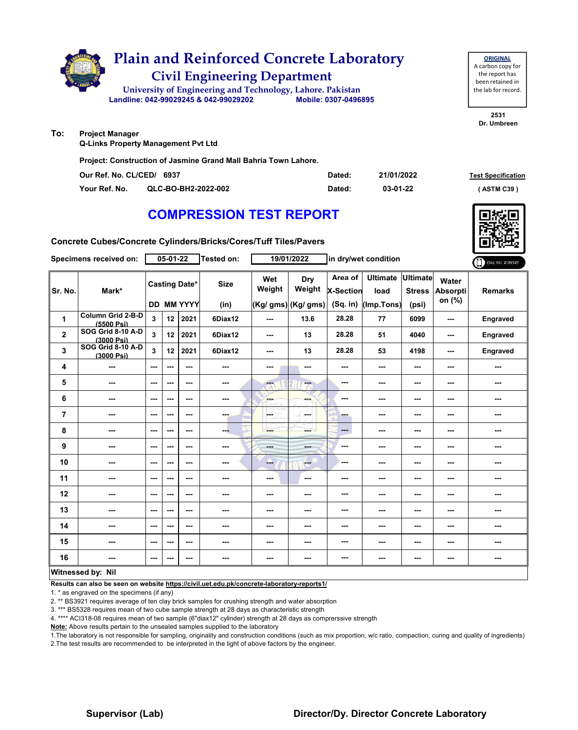# Plain and Reinforced Concrete Laboratory

## Civil Engineering Department

University of Engineering and Technology, Lahore. Pakistan

Landline: 042-99029245 & 042-99029202 Mobile: 0307-0496895

**ORIGINAL**
A carbon copy for the report has been retained in the lab for record.

2531
Dr. Umbreen

**To:** Project Manager
Q-Links Property Management Pvt Ltd

Project: Construction of Jasmine Grand Mall Bahria Town Lahore.

Our Ref. No. CL/CED/ 6937 Dated: 21/01/2022

Your Ref. No. QLC-BO-BH2-2022-002 Dated: 03-01-22

Test Specification ( ASTM C39 )

# COMPRESSION TEST REPORT

Concrete Cubes/Concrete Cylinders/Bricks/Cores/Tuff Tiles/Pavers

Specimens received on: 05-01-22 Tested on: 19/01/2022 in dry/wet condition

| Sr. No. | Mark* | Casting Date* | | | Size | Wet Weight | Dry Weight | Area of X-Section | Ultimate load | Ultimate Stress | Water Absorption (%) | Remarks |
|---|---|---|---|---|---|---|---|---|---|---|---|---|
| | | DD | MM | YYYY | (in) | (Kg/ gms) | (Kg/ gms) | (Sq. in) | (Imp.Tons) | (psi) | | |
| 1 | Column Grid 2-B-D (5500 Psi) | 3 | 12 | 2021 | 6Diax12 | --- | 13.6 | 28.28 | 77 | 6099 | --- | Engraved |
| 2 | SOG Grid 8-10 A-D (3000 Psi) | 3 | 12 | 2021 | 6Diax12 | --- | 13 | 28.28 | 51 | 4040 | --- | Engraved |
| 3 | SOG Grid 8-10 A-D (3000 Psi) | 3 | 12 | 2021 | 6Diax12 | --- | 13 | 28.28 | 53 | 4198 | --- | Engraved |
| 4 | --- | --- | --- | --- | --- | --- | --- | --- | --- | --- | --- | --- |
| 5 | --- | --- | --- | --- | --- | --- | --- | --- | --- | --- | --- | --- |
| 6 | --- | --- | --- | --- | --- | --- | --- | --- | --- | --- | --- | --- |
| 7 | --- | --- | --- | --- | --- | --- | --- | --- | --- | --- | --- | --- |
| 8 | --- | --- | --- | --- | --- | --- | --- | --- | --- | --- | --- | --- |
| 9 | --- | --- | --- | --- | --- | --- | --- | --- | --- | --- | --- | --- |
| 10 | --- | --- | --- | --- | --- | --- | --- | --- | --- | --- | --- | --- |
| 11 | --- | --- | --- | --- | --- | --- | --- | --- | --- | --- | --- | --- |
| 12 | --- | --- | --- | --- | --- | --- | --- | --- | --- | --- | --- | --- |
| 13 | --- | --- | --- | --- | --- | --- | --- | --- | --- | --- | --- | --- |
| 14 | --- | --- | --- | --- | --- | --- | --- | --- | --- | --- | --- | --- |
| 15 | --- | --- | --- | --- | --- | --- | --- | --- | --- | --- | --- | --- |
| 16 | --- | --- | --- | --- | --- | --- | --- | --- | --- | --- | --- | --- |

**Witnessed by: Nil**

**Results can also be seen on website https://civil.uet.edu.pk/concrete-laboratory-reports1/**

1. * as engraved on the specimens (if any)
2. ** BS3921 requires average of ten clay brick samples for crushing strength and water absorption
3. *** BS5328 requires mean of two cube sample strength at 28 days as characteristic strength
4. **** ACI318-08 requires mean of two sample (6"diax12" cylinder) strength at 28 days as comprerssive strength

**Note:** Above results pertain to the unsealed samples supplied to the laboratory

1. The laboratory is not responsible for sampling, originality and construction conditions (such as mix proportion, w/c ratio, compaction, curing and quality of ingredients)
2. The test results are recommended to be interpreted in the light of above factors by the engineer.

**Supervisor (Lab)** **Director/Dy. Director Concrete Laboratory**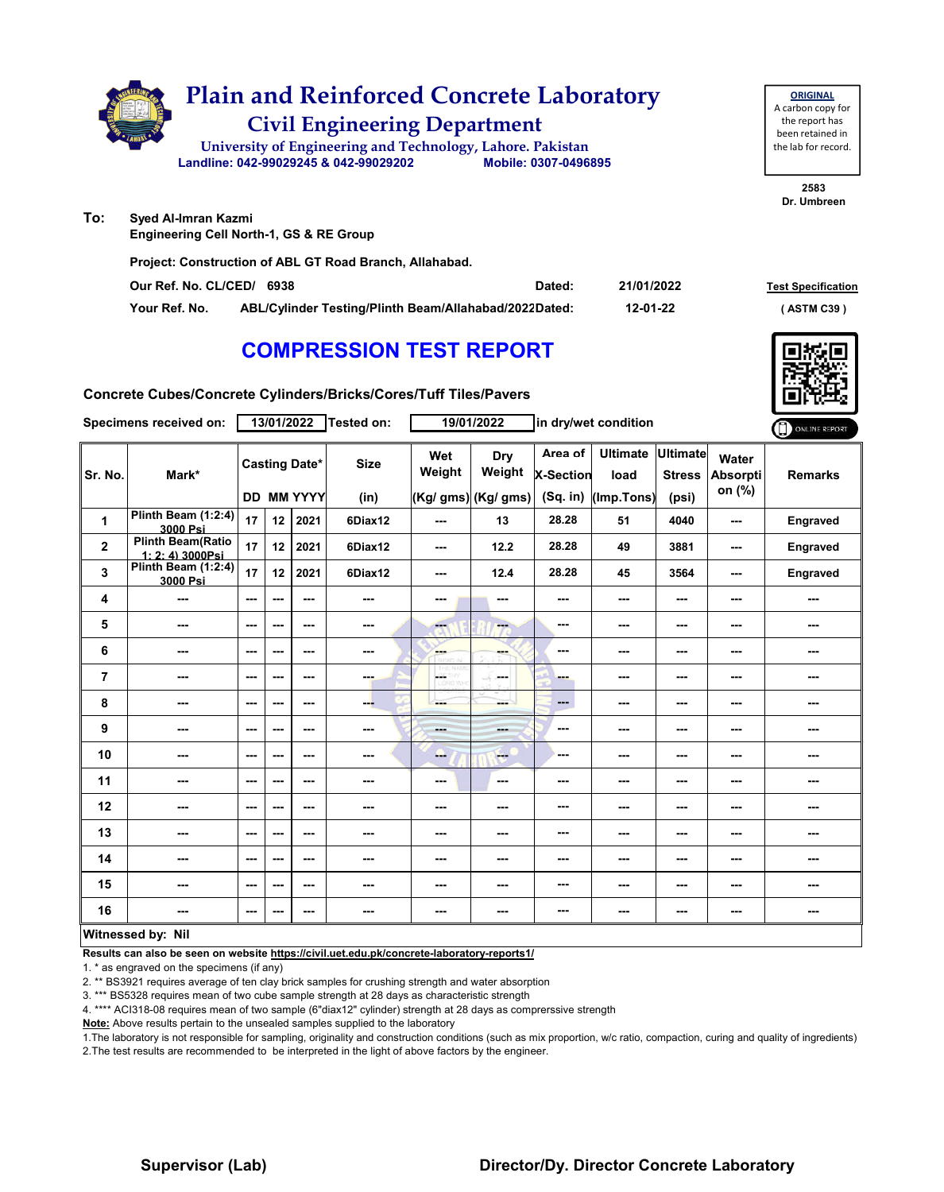# Plain and Reinforced Concrete Laboratory

## Civil Engineering Department

University of Engineering and Technology, Lahore. Pakistan

Landline: 042-99029245 & 042-99029202 Mobile: 0307-0496895

**ORIGINAL**
A carbon copy for the report has been retained in the lab for record.

2583
Dr. Umbreen

**To:** Syed Al-Imran Kazmi
Engineering Cell North-1, GS & RE Group

Project: Construction of ABL GT Road Branch, Allahabad.

Our Ref. No. CL/CED/ 6938 Dated: 21/01/2022

Your Ref. No. ABL/Cylinder Testing/Plinth Beam/Allahabad/2022 Dated: 12-01-22

Test Specification ( ASTM C39 )

# COMPRESSION TEST REPORT

Concrete Cubes/Concrete Cylinders/Bricks/Cores/Tuff Tiles/Pavers

Specimens received on: 13/01/2022 Tested on: 19/01/2022 in dry/wet condition

| Sr. No. | Mark* | Casting Date* DD | MM | YYYY | Size (in) | Wet Weight (Kg/ gms) | Dry Weight (Kg/ gms) | Area of X-Section (Sq. in) | Ultimate load (Imp.Tons) | Ultimate Stress (psi) | Water Absorption (%) | Remarks |
|---|---|---|---|---|---|---|---|---|---|---|---|---|
| 1 | Plinth Beam (1:2:4) 3000 Psi | 17 | 12 | 2021 | 6Diax12 | --- | 13 | 28.28 | 51 | 4040 | --- | Engraved |
| 2 | Plinth Beam(Ratio 1: 2: 4) 3000Psi | 17 | 12 | 2021 | 6Diax12 | --- | 12.2 | 28.28 | 49 | 3881 | --- | Engraved |
| 3 | Plinth Beam (1:2:4) 3000 Psi | 17 | 12 | 2021 | 6Diax12 | --- | 12.4 | 28.28 | 45 | 3564 | --- | Engraved |
| 4 | --- | --- | --- | --- | --- | --- | --- | --- | --- | --- | --- | --- |
| 5 | --- | --- | --- | --- | --- | --- | --- | --- | --- | --- | --- | --- |
| 6 | --- | --- | --- | --- | --- | --- | --- | --- | --- | --- | --- | --- |
| 7 | --- | --- | --- | --- | --- | --- | --- | --- | --- | --- | --- | --- |
| 8 | --- | --- | --- | --- | --- | --- | --- | --- | --- | --- | --- | --- |
| 9 | --- | --- | --- | --- | --- | --- | --- | --- | --- | --- | --- | --- |
| 10 | --- | --- | --- | --- | --- | --- | --- | --- | --- | --- | --- | --- |
| 11 | --- | --- | --- | --- | --- | --- | --- | --- | --- | --- | --- | --- |
| 12 | --- | --- | --- | --- | --- | --- | --- | --- | --- | --- | --- | --- |
| 13 | --- | --- | --- | --- | --- | --- | --- | --- | --- | --- | --- | --- |
| 14 | --- | --- | --- | --- | --- | --- | --- | --- | --- | --- | --- | --- |
| 15 | --- | --- | --- | --- | --- | --- | --- | --- | --- | --- | --- | --- |
| 16 | --- | --- | --- | --- | --- | --- | --- | --- | --- | --- | --- | --- |

**Witnessed by: Nil**

**Results can also be seen on website https://civil.uet.edu.pk/concrete-laboratory-reports1/**

1. * as engraved on the specimens (if any)
2. ** BS3921 requires average of ten clay brick samples for crushing strength and water absorption
3. *** BS5328 requires mean of two cube sample strength at 28 days as characteristic strength
4. **** ACI318-08 requires mean of two sample (6"diax12" cylinder) strength at 28 days as comprerssive strength

**Note:** Above results pertain to the unsealed samples supplied to the laboratory

1.The laboratory is not responsible for sampling, originality and construction conditions (such as mix proportion, w/c ratio, compaction, curing and quality of ingredients)
2.The test results are recommended to be interpreted in the light of above factors by the engineer.

**Supervisor (Lab)** **Director/Dy. Director Concrete Laboratory**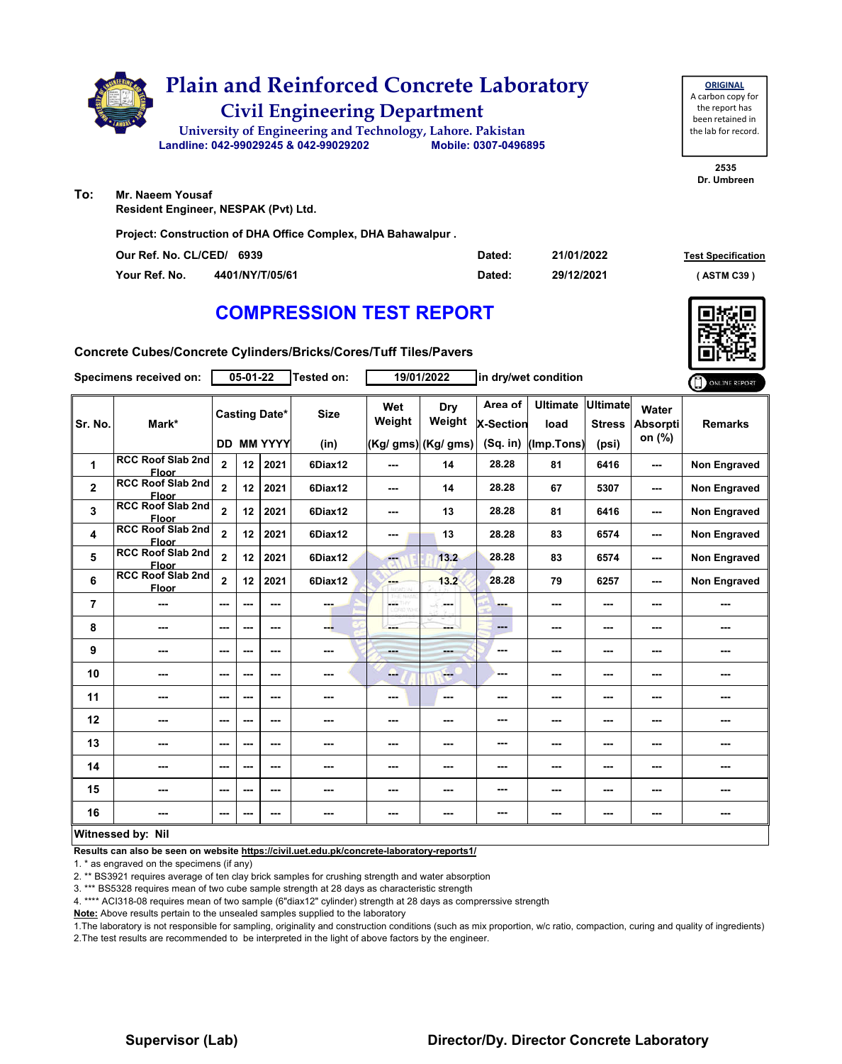# Plain and Reinforced Concrete Laboratory

## Civil Engineering Department

University of Engineering and Technology, Lahore. Pakistan

Landline: 042-99029245 & 042-99029202    Mobile: 0307-0496895

**ORIGINAL**
A carbon copy for the report has been retained in the lab for record.

2535
Dr. Umbreen

**To:** Mr. Naeem Yousaf
Resident Engineer, NESPAK (Pvt) Ltd.

**Project: Construction of DHA Office Complex, DHA Bahawalpur .**

| | | | |
|---|---|---|---|
| Our Ref. No. CL/CED/ 6939 | Dated: | 21/01/2022 | Test Specification |
| Your Ref. No. 4401/NY/T/05/61 | Dated: | 29/12/2021 | ( ASTM C39 ) |

## COMPRESSION TEST REPORT

**Concrete Cubes/Concrete Cylinders/Bricks/Cores/Tuff Tiles/Pavers**

**Specimens received on:** 05-01-22 **Tested on:** 19/01/2022 **in dry/wet condition**

| Sr. No. | Mark* | Casting Date* DD | MM | YYYY | Size (in) | Wet Weight (Kg/ gms) | Dry Weight (Kg/ gms) | Area of X-Section (Sq. in) | Ultimate load (Imp.Tons) | Ultimate Stress (psi) | Water Absorption (%) | Remarks |
|---|---|---|---|---|---|---|---|---|---|---|---|---|
| 1 | RCC Roof Slab 2nd Floor | 2 | 12 | 2021 | 6Diax12 | --- | 14 | 28.28 | 81 | 6416 | --- | Non Engraved |
| 2 | RCC Roof Slab 2nd Floor | 2 | 12 | 2021 | 6Diax12 | --- | 14 | 28.28 | 67 | 5307 | --- | Non Engraved |
| 3 | RCC Roof Slab 2nd Floor | 2 | 12 | 2021 | 6Diax12 | --- | 13 | 28.28 | 81 | 6416 | --- | Non Engraved |
| 4 | RCC Roof Slab 2nd Floor | 2 | 12 | 2021 | 6Diax12 | --- | 13 | 28.28 | 83 | 6574 | --- | Non Engraved |
| 5 | RCC Roof Slab 2nd Floor | 2 | 12 | 2021 | 6Diax12 | --- | 13.2 | 28.28 | 83 | 6574 | --- | Non Engraved |
| 6 | RCC Roof Slab 2nd Floor | 2 | 12 | 2021 | 6Diax12 | --- | 13.2 | 28.28 | 79 | 6257 | --- | Non Engraved |
| 7 | --- | --- | --- | --- | --- | --- | --- | --- | --- | --- | --- | --- |
| 8 | --- | --- | --- | --- | --- | --- | --- | --- | --- | --- | --- | --- |
| 9 | --- | --- | --- | --- | --- | --- | --- | --- | --- | --- | --- | --- |
| 10 | --- | --- | --- | --- | --- | --- | --- | --- | --- | --- | --- | --- |
| 11 | --- | --- | --- | --- | --- | --- | --- | --- | --- | --- | --- | --- |
| 12 | --- | --- | --- | --- | --- | --- | --- | --- | --- | --- | --- | --- |
| 13 | --- | --- | --- | --- | --- | --- | --- | --- | --- | --- | --- | --- |
| 14 | --- | --- | --- | --- | --- | --- | --- | --- | --- | --- | --- | --- |
| 15 | --- | --- | --- | --- | --- | --- | --- | --- | --- | --- | --- | --- |
| 16 | --- | --- | --- | --- | --- | --- | --- | --- | --- | --- | --- | --- |

**Witnessed by: Nil**

**Results can also be seen on website https://civil.uet.edu.pk/concrete-laboratory-reports1/**

1. * as engraved on the specimens (if any)
2. ** BS3921 requires average of ten clay brick samples for crushing strength and water absorption
3. *** BS5328 requires mean of two cube sample strength at 28 days as characteristic strength
4. **** ACI318-08 requires mean of two sample (6"diax12" cylinder) strength at 28 days as comprerssive strength

**Note:** Above results pertain to the unsealed samples supplied to the laboratory

1.The laboratory is not responsible for sampling, originality and construction conditions (such as mix proportion, w/c ratio, compaction, curing and quality of ingredients)
2.The test results are recommended to be interpreted in the light of above factors by the engineer.

**Supervisor (Lab)**    **Director/Dy. Director Concrete Laboratory**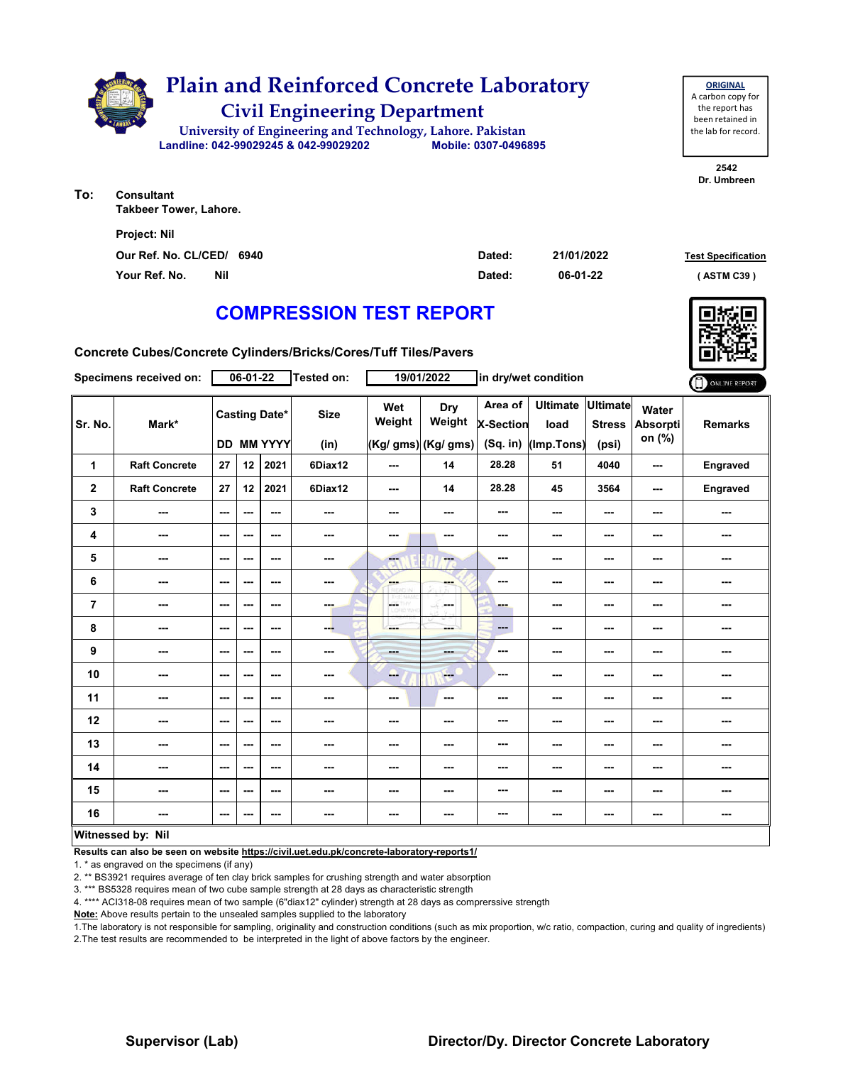# Plain and Reinforced Concrete Laboratory

## Civil Engineering Department

University of Engineering and Technology, Lahore. Pakistan

Landline: 042-99029245 & 042-99029202 Mobile: 0307-0496895

**ORIGINAL**
A carbon copy for the report has been retained in the lab for record.

2542
Dr. Umbreen

**To:** Consultant
Takbeer Tower, Lahore.

Project: Nil

Our Ref. No. CL/CED/ 6940 Dated: 21/01/2022

Your Ref. No. Nil Dated: 06-01-22

Test Specification
( ASTM C39 )

# COMPRESSION TEST REPORT

Concrete Cubes/Concrete Cylinders/Bricks/Cores/Tuff Tiles/Pavers

Specimens received on: 06-01-22 Tested on: 19/01/2022 in dry/wet condition

ONLINE REPORT

| Sr. No. | Mark* | Casting Date* DD | MM | YYYY | Size (in) | Wet Weight (Kg/ gms) | Dry Weight (Kg/ gms) | Area of X-Section (Sq. in) | Ultimate load (Imp.Tons) | Ultimate Stress (psi) | Water Absorption (%) | Remarks |
|---|---|---|---|---|---|---|---|---|---|---|---|---|
| 1 | Raft Concrete | 27 | 12 | 2021 | 6Diax12 | --- | 14 | 28.28 | 51 | 4040 | --- | Engraved |
| 2 | Raft Concrete | 27 | 12 | 2021 | 6Diax12 | --- | 14 | 28.28 | 45 | 3564 | --- | Engraved |
| 3 | --- | --- | --- | --- | --- | --- | --- | --- | --- | --- | --- | --- |
| 4 | --- | --- | --- | --- | --- | --- | --- | --- | --- | --- | --- | --- |
| 5 | --- | --- | --- | --- | --- | --- | --- | --- | --- | --- | --- | --- |
| 6 | --- | --- | --- | --- | --- | --- | --- | --- | --- | --- | --- | --- |
| 7 | --- | --- | --- | --- | --- | --- | --- | --- | --- | --- | --- | --- |
| 8 | --- | --- | --- | --- | --- | --- | --- | --- | --- | --- | --- | --- |
| 9 | --- | --- | --- | --- | --- | --- | --- | --- | --- | --- | --- | --- |
| 10 | --- | --- | --- | --- | --- | --- | --- | --- | --- | --- | --- | --- |
| 11 | --- | --- | --- | --- | --- | --- | --- | --- | --- | --- | --- | --- |
| 12 | --- | --- | --- | --- | --- | --- | --- | --- | --- | --- | --- | --- |
| 13 | --- | --- | --- | --- | --- | --- | --- | --- | --- | --- | --- | --- |
| 14 | --- | --- | --- | --- | --- | --- | --- | --- | --- | --- | --- | --- |
| 15 | --- | --- | --- | --- | --- | --- | --- | --- | --- | --- | --- | --- |
| 16 | --- | --- | --- | --- | --- | --- | --- | --- | --- | --- | --- | --- |

**Witnessed by: Nil**

**Results can also be seen on website https://civil.uet.edu.pk/concrete-laboratory-reports1/**

1. * as engraved on the specimens (if any)
2. ** BS3921 requires average of ten clay brick samples for crushing strength and water absorption
3. *** BS5328 requires mean of two cube sample strength at 28 days as characteristic strength
4. **** ACI318-08 requires mean of two sample (6"diax12" cylinder) strength at 28 days as comprerssive strength

**Note:** Above results pertain to the unsealed samples supplied to the laboratory

1. The laboratory is not responsible for sampling, originality and construction conditions (such as mix proportion, w/c ratio, compaction, curing and quality of ingredients)
2. The test results are recommended to be interpreted in the light of above factors by the engineer.

**Supervisor (Lab)** **Director/Dy. Director Concrete Laboratory**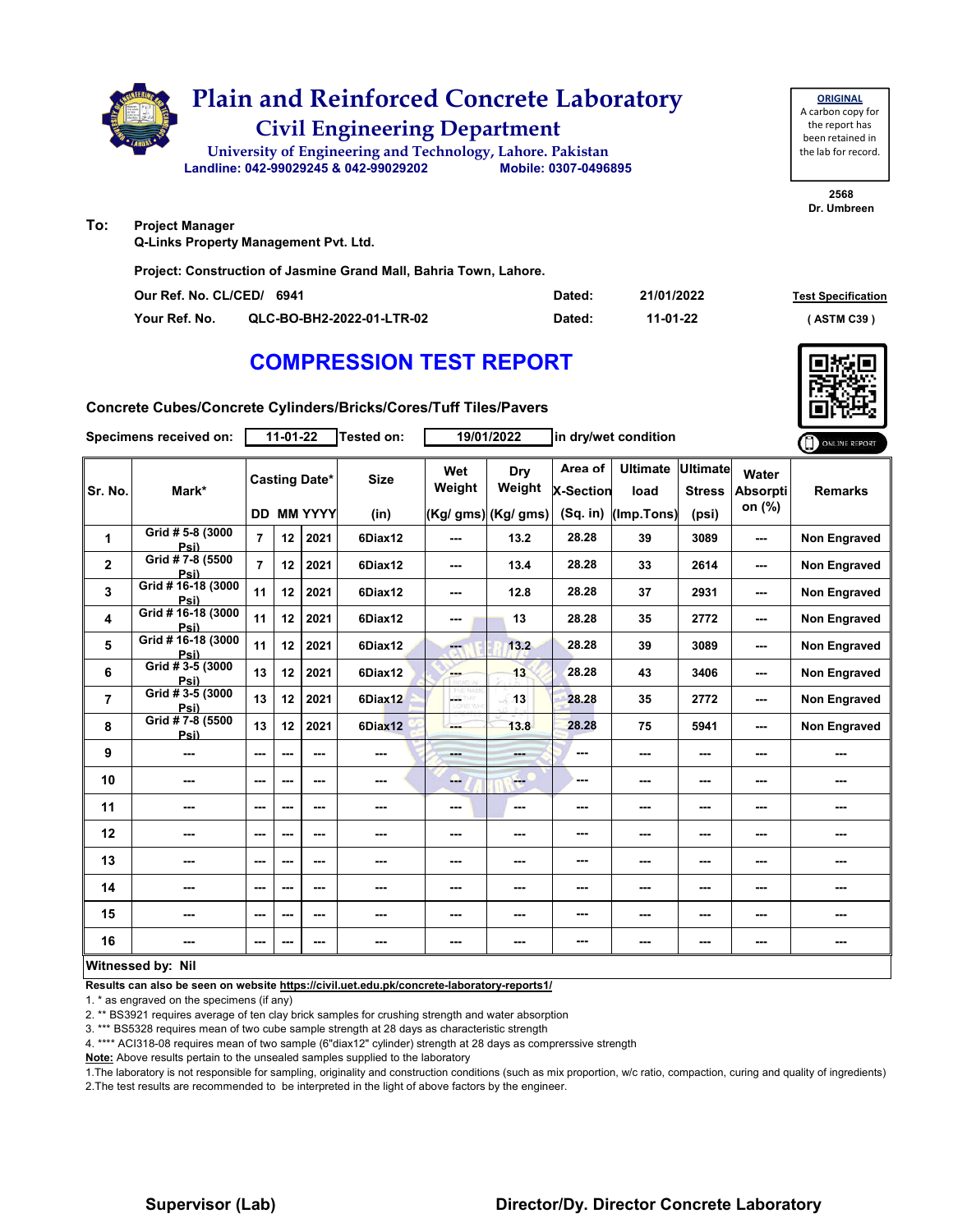# Plain and Reinforced Concrete Laboratory

## Civil Engineering Department

University of Engineering and Technology, Lahore. Pakistan

Landline: 042-99029245 & 042-99029202 Mobile: 0307-0496895

**ORIGINAL**
A carbon copy for the report has been retained in the lab for record.

2568
Dr. Umbreen

**To:** Project Manager
Q-Links Property Management Pvt. Ltd.

Project: Construction of Jasmine Grand Mall, Bahria Town, Lahore.

Our Ref. No. CL/CED/ 6941 Dated: 21/01/2022

Your Ref. No. QLC-BO-BH2-2022-01-LTR-02 Dated: 11-01-22

Test Specification ( ASTM C39 )

## COMPRESSION TEST REPORT

Concrete Cubes/Concrete Cylinders/Bricks/Cores/Tuff Tiles/Pavers

Specimens received on: 11-01-22 Tested on: 19/01/2022 in dry/wet condition

| Sr. No. | Mark* | Casting Date* | | | Size | Wet Weight | Dry Weight | Area of X-Section | Ultimate load | Ultimate Stress | Water Absorption (%) | Remarks |
|---|---|---|---|---|---|---|---|---|---|---|---|---|
| | | DD | MM | YYYY | (in) | (Kg/ gms) | (Kg/ gms) | (Sq. in) | (Imp.Tons) | (psi) | | |
| 1 | Grid # 5-8 (3000 Psi) | 7 | 12 | 2021 | 6Diax12 | --- | 13.2 | 28.28 | 39 | 3089 | --- | Non Engraved |
| 2 | Grid # 7-8 (5500 Psi) | 7 | 12 | 2021 | 6Diax12 | --- | 13.4 | 28.28 | 33 | 2614 | --- | Non Engraved |
| 3 | Grid # 16-18 (3000 Psi) | 11 | 12 | 2021 | 6Diax12 | --- | 12.8 | 28.28 | 37 | 2931 | --- | Non Engraved |
| 4 | Grid # 16-18 (3000 Psi) | 11 | 12 | 2021 | 6Diax12 | --- | 13 | 28.28 | 35 | 2772 | --- | Non Engraved |
| 5 | Grid # 16-18 (3000 Psi) | 11 | 12 | 2021 | 6Diax12 | --- | 13.2 | 28.28 | 39 | 3089 | --- | Non Engraved |
| 6 | Grid # 3-5 (3000 Psi) | 13 | 12 | 2021 | 6Diax12 | --- | 13 | 28.28 | 43 | 3406 | --- | Non Engraved |
| 7 | Grid # 3-5 (3000 Psi) | 13 | 12 | 2021 | 6Diax12 | --- | 13 | 28.28 | 35 | 2772 | --- | Non Engraved |
| 8 | Grid # 7-8 (5500 Psi) | 13 | 12 | 2021 | 6Diax12 | --- | 13.8 | 28.28 | 75 | 5941 | --- | Non Engraved |
| 9 | --- | --- | --- | --- | --- | --- | --- | --- | --- | --- | --- | --- |
| 10 | --- | --- | --- | --- | --- | --- | --- | --- | --- | --- | --- | --- |
| 11 | --- | --- | --- | --- | --- | --- | --- | --- | --- | --- | --- | --- |
| 12 | --- | --- | --- | --- | --- | --- | --- | --- | --- | --- | --- | --- |
| 13 | --- | --- | --- | --- | --- | --- | --- | --- | --- | --- | --- | --- |
| 14 | --- | --- | --- | --- | --- | --- | --- | --- | --- | --- | --- | --- |
| 15 | --- | --- | --- | --- | --- | --- | --- | --- | --- | --- | --- | --- |
| 16 | --- | --- | --- | --- | --- | --- | --- | --- | --- | --- | --- | --- |

**Witnessed by: Nil**

**Results can also be seen on website https://civil.uet.edu.pk/concrete-laboratory-reports1/**

1. * as engraved on the specimens (if any)
2. ** BS3921 requires average of ten clay brick samples for crushing strength and water absorption
3. *** BS5328 requires mean of two cube sample strength at 28 days as characteristic strength
4. **** ACI318-08 requires mean of two sample (6"diax12" cylinder) strength at 28 days as comprerssive strength

**Note:** Above results pertain to the unsealed samples supplied to the laboratory

1.The laboratory is not responsible for sampling, originality and construction conditions (such as mix proportion, w/c ratio, compaction, curing and quality of ingredients)
2.The test results are recommended to be interpreted in the light of above factors by the engineer.

**Supervisor (Lab)** **Director/Dy. Director Concrete Laboratory**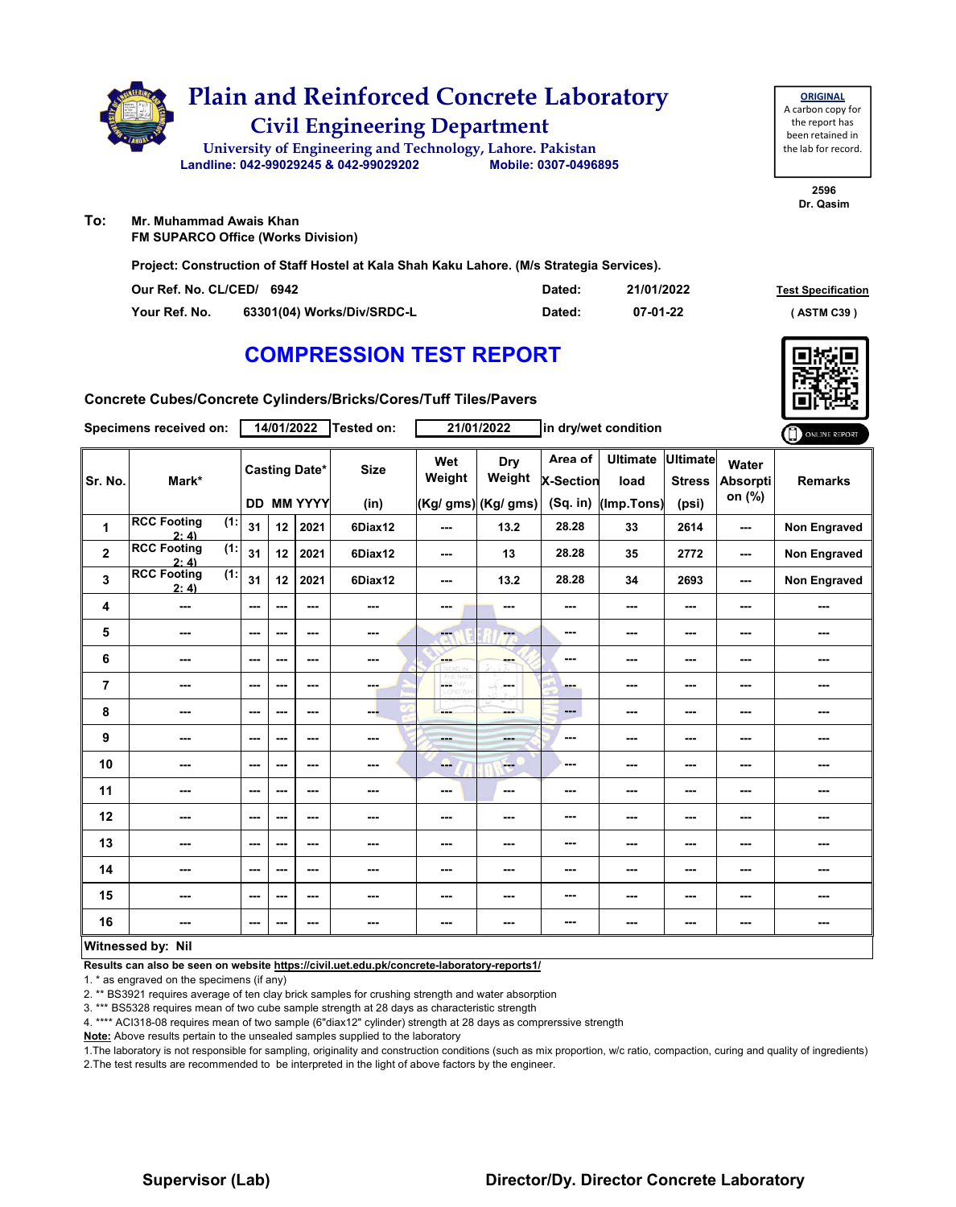# Plain and Reinforced Concrete Laboratory

## Civil Engineering Department

University of Engineering and Technology, Lahore. Pakistan

Landline: 042-99029245 & 042-99029202 Mobile: 0307-0496895

**ORIGINAL**
A carbon copy for the report has been retained in the lab for record.

2596
Dr. Qasim

**To:** Mr. Muhammad Awais Khan
FM SUPARCO Office (Works Division)

**Project: Construction of Staff Hostel at Kala Shah Kaku Lahore. (M/s Strategia Services).**

| | | | |
|---|---|---|---|
| Our Ref. No. CL/CED/ 6942 | | Dated: | 21/01/2022 |
| Your Ref. No. | 63301(04) Works/Div/SRDC-L | Dated: | 07-01-22 |

Test Specification
( ASTM C39 )

# COMPRESSION TEST REPORT

**Concrete Cubes/Concrete Cylinders/Bricks/Cores/Tuff Tiles/Pavers**

Specimens received on: 14/01/2022 Tested on: 21/01/2022 in dry/wet condition

| Sr. No. | Mark* | Casting Date* DD | MM | YYYY | Size (in) | Wet Weight (Kg/ gms) | Dry Weight (Kg/ gms) | Area of X-Section (Sq. in) | Ultimate load (Imp.Tons) | Ultimate Stress (psi) | Water Absorption (%) | Remarks |
|---|---|---|---|---|---|---|---|---|---|---|---|---|
| 1 | RCC Footing (1: 2: 4) | 31 | 12 | 2021 | 6Diax12 | --- | 13.2 | 28.28 | 33 | 2614 | --- | Non Engraved |
| 2 | RCC Footing (1: 2: 4) | 31 | 12 | 2021 | 6Diax12 | --- | 13 | 28.28 | 35 | 2772 | --- | Non Engraved |
| 3 | RCC Footing (1: 2: 4) | 31 | 12 | 2021 | 6Diax12 | --- | 13.2 | 28.28 | 34 | 2693 | --- | Non Engraved |
| 4 | --- | --- | --- | --- | --- | --- | --- | --- | --- | --- | --- | --- |
| 5 | --- | --- | --- | --- | --- | --- | --- | --- | --- | --- | --- | --- |
| 6 | --- | --- | --- | --- | --- | --- | --- | --- | --- | --- | --- | --- |
| 7 | --- | --- | --- | --- | --- | --- | --- | --- | --- | --- | --- | --- |
| 8 | --- | --- | --- | --- | --- | --- | --- | --- | --- | --- | --- | --- |
| 9 | --- | --- | --- | --- | --- | --- | --- | --- | --- | --- | --- | --- |
| 10 | --- | --- | --- | --- | --- | --- | --- | --- | --- | --- | --- | --- |
| 11 | --- | --- | --- | --- | --- | --- | --- | --- | --- | --- | --- | --- |
| 12 | --- | --- | --- | --- | --- | --- | --- | --- | --- | --- | --- | --- |
| 13 | --- | --- | --- | --- | --- | --- | --- | --- | --- | --- | --- | --- |
| 14 | --- | --- | --- | --- | --- | --- | --- | --- | --- | --- | --- | --- |
| 15 | --- | --- | --- | --- | --- | --- | --- | --- | --- | --- | --- | --- |
| 16 | --- | --- | --- | --- | --- | --- | --- | --- | --- | --- | --- | --- |

**Witnessed by: Nil**

**Results can also be seen on website https://civil.uet.edu.pk/concrete-laboratory-reports1/**

1. * as engraved on the specimens (if any)
2. ** BS3921 requires average of ten clay brick samples for crushing strength and water absorption
3. *** BS5328 requires mean of two cube sample strength at 28 days as characteristic strength
4. **** ACI318-08 requires mean of two sample (6"diax12" cylinder) strength at 28 days as comprerssive strength

**Note:** Above results pertain to the unsealed samples supplied to the laboratory

1.The laboratory is not responsible for sampling, originality and construction conditions (such as mix proportion, w/c ratio, compaction, curing and quality of ingredients)
2.The test results are recommended to be interpreted in the light of above factors by the engineer.

**Supervisor (Lab)** **Director/Dy. Director Concrete Laboratory**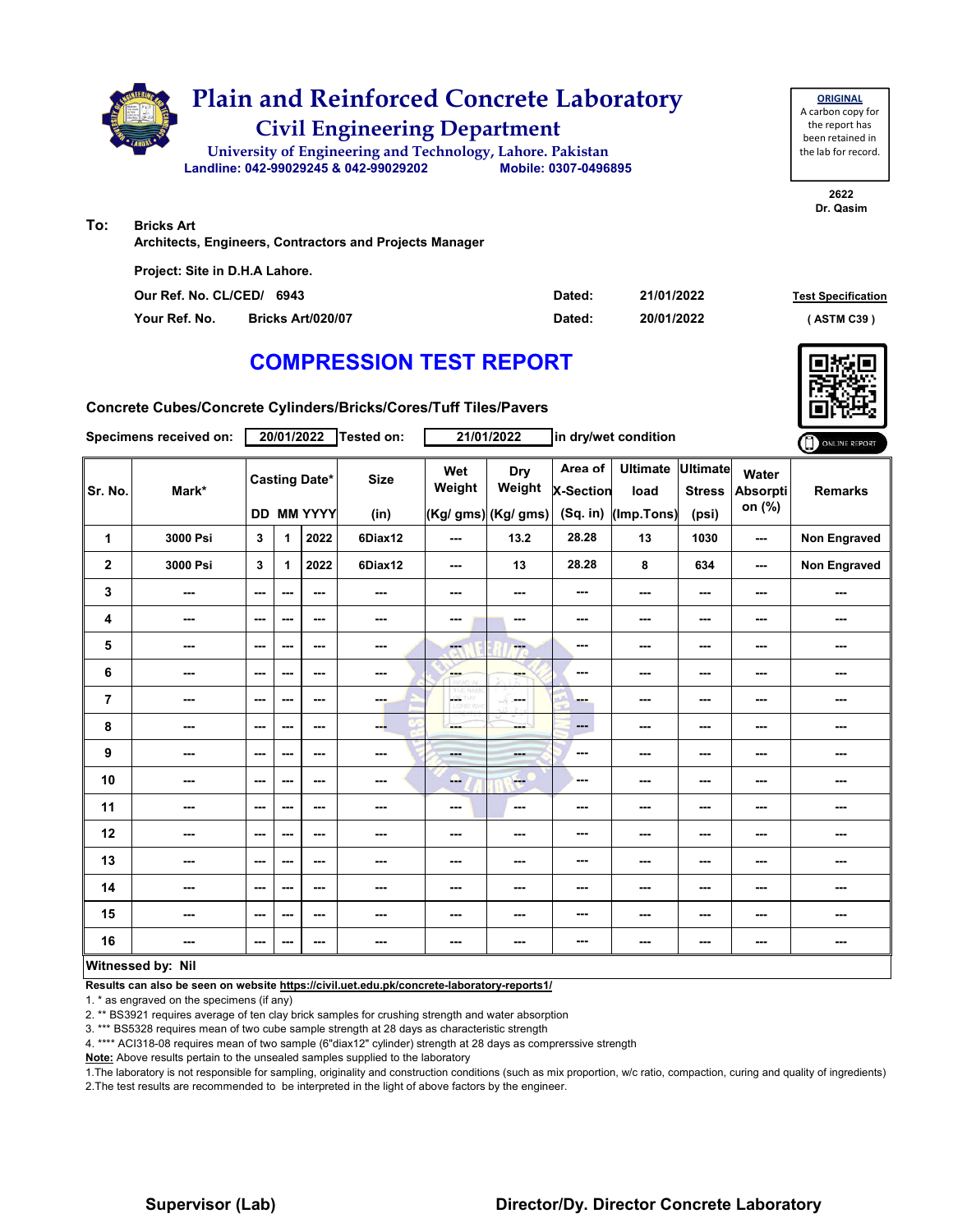# Plain and Reinforced Concrete Laboratory

## Civil Engineering Department

University of Engineering and Technology, Lahore. Pakistan

Landline: 042-99029245 & 042-99029202 Mobile: 0307-0496895

**ORIGINAL**
A carbon copy for the report has been retained in the lab for record.

2622
Dr. Qasim

**To:** Bricks Art
Architects, Engineers, Contractors and Projects Manager

Project: Site in D.H.A Lahore.

Our Ref. No. CL/CED/ 6943 Dated: 21/01/2022

Your Ref. No. Bricks Art/020/07 Dated: 20/01/2022

Test Specification ( ASTM C39 )

# COMPRESSION TEST REPORT

**Concrete Cubes/Concrete Cylinders/Bricks/Cores/Tuff Tiles/Pavers**

Specimens received on: 20/01/2022 Tested on: 21/01/2022 in dry/wet condition

| Sr. No. | Mark* | Casting Date* DD | MM | YYYY | Size (in) | Wet Weight (Kg/ gms) | Dry Weight (Kg/ gms) | Area of X-Section (Sq. in) | Ultimate load (Imp.Tons) | Ultimate Stress (psi) | Water Absorption (%) | Remarks |
|---|---|---|---|---|---|---|---|---|---|---|---|---|
| 1 | 3000 Psi | 3 | 1 | 2022 | 6Diax12 | --- | 13.2 | 28.28 | 13 | 1030 | --- | Non Engraved |
| 2 | 3000 Psi | 3 | 1 | 2022 | 6Diax12 | --- | 13 | 28.28 | 8 | 634 | --- | Non Engraved |
| 3 | --- | --- | --- | --- | --- | --- | --- | --- | --- | --- | --- | --- |
| 4 | --- | --- | --- | --- | --- | --- | --- | --- | --- | --- | --- | --- |
| 5 | --- | --- | --- | --- | --- | --- | --- | --- | --- | --- | --- | --- |
| 6 | --- | --- | --- | --- | --- | --- | --- | --- | --- | --- | --- | --- |
| 7 | --- | --- | --- | --- | --- | --- | --- | --- | --- | --- | --- | --- |
| 8 | --- | --- | --- | --- | --- | --- | --- | --- | --- | --- | --- | --- |
| 9 | --- | --- | --- | --- | --- | --- | --- | --- | --- | --- | --- | --- |
| 10 | --- | --- | --- | --- | --- | --- | --- | --- | --- | --- | --- | --- |
| 11 | --- | --- | --- | --- | --- | --- | --- | --- | --- | --- | --- | --- |
| 12 | --- | --- | --- | --- | --- | --- | --- | --- | --- | --- | --- | --- |
| 13 | --- | --- | --- | --- | --- | --- | --- | --- | --- | --- | --- | --- |
| 14 | --- | --- | --- | --- | --- | --- | --- | --- | --- | --- | --- | --- |
| 15 | --- | --- | --- | --- | --- | --- | --- | --- | --- | --- | --- | --- |
| 16 | --- | --- | --- | --- | --- | --- | --- | --- | --- | --- | --- | --- |

**Witnessed by: Nil**

**Results can also be seen on website https://civil.uet.edu.pk/concrete-laboratory-reports1/**

1. * as engraved on the specimens (if any)
2. ** BS3921 requires average of ten clay brick samples for crushing strength and water absorption
3. *** BS5328 requires mean of two cube sample strength at 28 days as characteristic strength
4. **** ACI318-08 requires mean of two sample (6"diax12" cylinder) strength at 28 days as comprerssive strength

**Note:** Above results pertain to the unsealed samples supplied to the laboratory

1.The laboratory is not responsible for sampling, originality and construction conditions (such as mix proportion, w/c ratio, compaction, curing and quality of ingredients)
2.The test results are recommended to be interpreted in the light of above factors by the engineer.

**Supervisor (Lab)** **Director/Dy. Director Concrete Laboratory**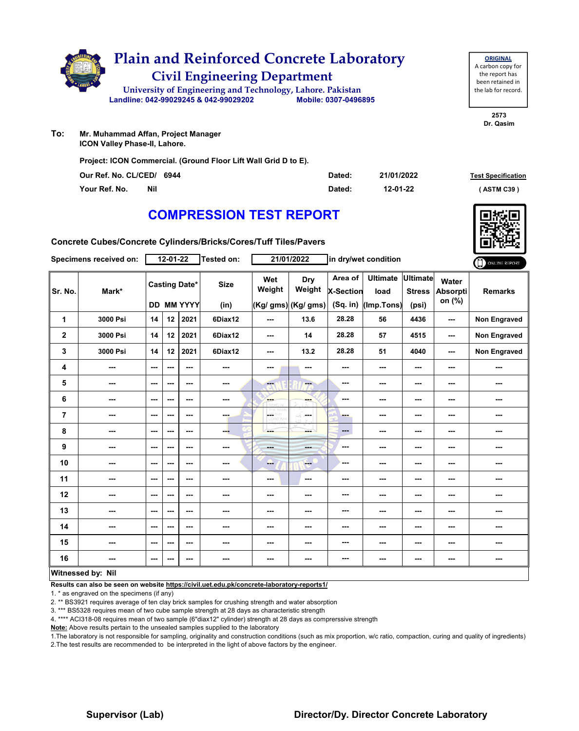# Plain and Reinforced Concrete Laboratory

## Civil Engineering Department

University of Engineering and Technology, Lahore. Pakistan

Landline: 042-99029245 & 042-99029202 Mobile: 0307-0496895

**ORIGINAL**
A carbon copy for the report has been retained in the lab for record.

2573
Dr. Qasim

**To:** Mr. Muhammad Affan, Project Manager
ICON Valley Phase-II, Lahore.

Project: ICON Commercial. (Ground Floor Lift Wall Grid D to E).

Our Ref. No. CL/CED/ 6944 Dated: 21/01/2022

Your Ref. No. Nil Dated: 12-01-22

Test Specification ( ASTM C39 )

# COMPRESSION TEST REPORT

Concrete Cubes/Concrete Cylinders/Bricks/Cores/Tuff Tiles/Pavers

Specimens received on: 12-01-22 Tested on: 21/01/2022 in dry/wet condition

ONLINE REPORT

| Sr. No. | Mark* | Casting Date* | | | Size | Wet Weight | Dry Weight | Area of X-Section | Ultimate load | Ultimate Stress | Water Absorption (%) | Remarks |
|---|---|---|---|---|---|---|---|---|---|---|---|---|
| | | DD | MM | YYYY | (in) | (Kg/ gms) | (Kg/ gms) | (Sq. in) | (Imp.Tons) | (psi) | | |
| 1 | 3000 Psi | 14 | 12 | 2021 | 6Diax12 | --- | 13.6 | 28.28 | 56 | 4436 | --- | Non Engraved |
| 2 | 3000 Psi | 14 | 12 | 2021 | 6Diax12 | --- | 14 | 28.28 | 57 | 4515 | --- | Non Engraved |
| 3 | 3000 Psi | 14 | 12 | 2021 | 6Diax12 | --- | 13.2 | 28.28 | 51 | 4040 | --- | Non Engraved |
| 4 | --- | --- | --- | --- | --- | --- | --- | --- | --- | --- | --- | --- |
| 5 | --- | --- | --- | --- | --- | --- | --- | --- | --- | --- | --- | --- |
| 6 | --- | --- | --- | --- | --- | --- | --- | --- | --- | --- | --- | --- |
| 7 | --- | --- | --- | --- | --- | --- | --- | --- | --- | --- | --- | --- |
| 8 | --- | --- | --- | --- | --- | --- | --- | --- | --- | --- | --- | --- |
| 9 | --- | --- | --- | --- | --- | --- | --- | --- | --- | --- | --- | --- |
| 10 | --- | --- | --- | --- | --- | --- | --- | --- | --- | --- | --- | --- |
| 11 | --- | --- | --- | --- | --- | --- | --- | --- | --- | --- | --- | --- |
| 12 | --- | --- | --- | --- | --- | --- | --- | --- | --- | --- | --- | --- |
| 13 | --- | --- | --- | --- | --- | --- | --- | --- | --- | --- | --- | --- |
| 14 | --- | --- | --- | --- | --- | --- | --- | --- | --- | --- | --- | --- |
| 15 | --- | --- | --- | --- | --- | --- | --- | --- | --- | --- | --- | --- |
| 16 | --- | --- | --- | --- | --- | --- | --- | --- | --- | --- | --- | --- |

**Witnessed by: Nil**

**Results can also be seen on website https://civil.uet.edu.pk/concrete-laboratory-reports1/**

1. * as engraved on the specimens (if any)
2. ** BS3921 requires average of ten clay brick samples for crushing strength and water absorption
3. *** BS5328 requires mean of two cube sample strength at 28 days as characteristic strength
4. **** ACI318-08 requires mean of two sample (6"diax12" cylinder) strength at 28 days as comprerssive strength

**Note:** Above results pertain to the unsealed samples supplied to the laboratory

1. The laboratory is not responsible for sampling, originality and construction conditions (such as mix proportion, w/c ratio, compaction, curing and quality of ingredients)
2. The test results are recommended to be interpreted in the light of above factors by the engineer.

**Supervisor (Lab)** **Director/Dy. Director Concrete Laboratory**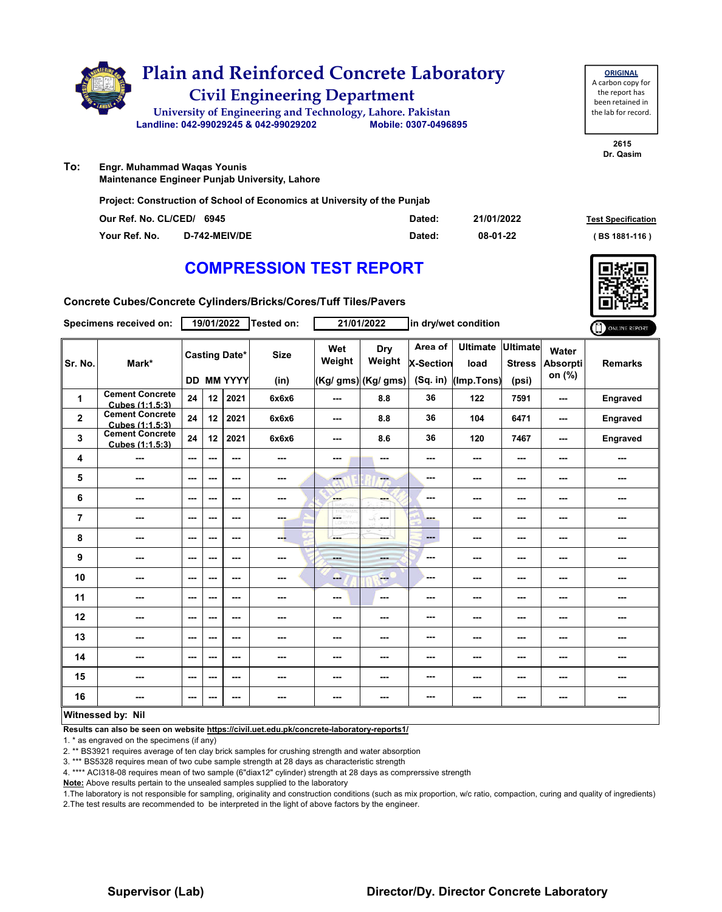# Plain and Reinforced Concrete Laboratory

## Civil Engineering Department

University of Engineering and Technology, Lahore. Pakistan
Landline: 042-99029245 & 042-99029202 Mobile: 0307-0496895

**ORIGINAL**
A carbon copy for the report has been retained in the lab for record.

2615
Dr. Qasim

**To:** Engr. Muhammad Waqas Younis
Maintenance Engineer Punjab University, Lahore

Project: Construction of School of Economics at University of the Punjab

Our Ref. No. CL/CED/ 6945 Dated: 21/01/2022

Your Ref. No. D-742-MEIV/DE Dated: 08-01-22

Test Specification
( BS 1881-116 )

## COMPRESSION TEST REPORT

Concrete Cubes/Concrete Cylinders/Bricks/Cores/Tuff Tiles/Pavers

Specimens received on: 19/01/2022 Tested on: 21/01/2022 in dry/wet condition

ONLINE REPORT

| Sr. No. | Mark* | Casting Date* | | | Size | Wet Weight | Dry Weight | Area of X-Section | Ultimate load | Ultimate Stress | Water Absorption (%) | Remarks |
|---|---|---|---|---|---|---|---|---|---|---|---|---|
| | | DD | MM | YYYY | (in) | (Kg/ gms) | (Kg/ gms) | (Sq. in) | (Imp.Tons) | (psi) | | |
| 1 | Cement Concrete Cubes (1:1.5:3) | 24 | 12 | 2021 | 6x6x6 | --- | 8.8 | 36 | 122 | 7591 | --- | Engraved |
| 2 | Cement Concrete Cubes (1:1.5:3) | 24 | 12 | 2021 | 6x6x6 | --- | 8.8 | 36 | 104 | 6471 | --- | Engraved |
| 3 | Cement Concrete Cubes (1:1.5:3) | 24 | 12 | 2021 | 6x6x6 | --- | 8.6 | 36 | 120 | 7467 | --- | Engraved |
| 4 | --- | --- | --- | --- | --- | --- | --- | --- | --- | --- | --- | --- |
| 5 | --- | --- | --- | --- | --- | --- | --- | --- | --- | --- | --- | --- |
| 6 | --- | --- | --- | --- | --- | --- | --- | --- | --- | --- | --- | --- |
| 7 | --- | --- | --- | --- | --- | --- | --- | --- | --- | --- | --- | --- |
| 8 | --- | --- | --- | --- | --- | --- | --- | --- | --- | --- | --- | --- |
| 9 | --- | --- | --- | --- | --- | --- | --- | --- | --- | --- | --- | --- |
| 10 | --- | --- | --- | --- | --- | --- | --- | --- | --- | --- | --- | --- |
| 11 | --- | --- | --- | --- | --- | --- | --- | --- | --- | --- | --- | --- |
| 12 | --- | --- | --- | --- | --- | --- | --- | --- | --- | --- | --- | --- |
| 13 | --- | --- | --- | --- | --- | --- | --- | --- | --- | --- | --- | --- |
| 14 | --- | --- | --- | --- | --- | --- | --- | --- | --- | --- | --- | --- |
| 15 | --- | --- | --- | --- | --- | --- | --- | --- | --- | --- | --- | --- |
| 16 | --- | --- | --- | --- | --- | --- | --- | --- | --- | --- | --- | --- |

**Witnessed by: Nil**

**Results can also be seen on website https://civil.uet.edu.pk/concrete-laboratory-reports1/**

1. * as engraved on the specimens (if any)
2. ** BS3921 requires average of ten clay brick samples for crushing strength and water absorption
3. *** BS5328 requires mean of two cube sample strength at 28 days as characteristic strength
4. **** ACI318-08 requires mean of two sample (6"diax12" cylinder) strength at 28 days as comprerssive strength

**Note:** Above results pertain to the unsealed samples supplied to the laboratory

1.The laboratory is not responsible for sampling, originality and construction conditions (such as mix proportion, w/c ratio, compaction, curing and quality of ingredients)
2.The test results are recommended to be interpreted in the light of above factors by the engineer.

**Supervisor (Lab)** **Director/Dy. Director Concrete Laboratory**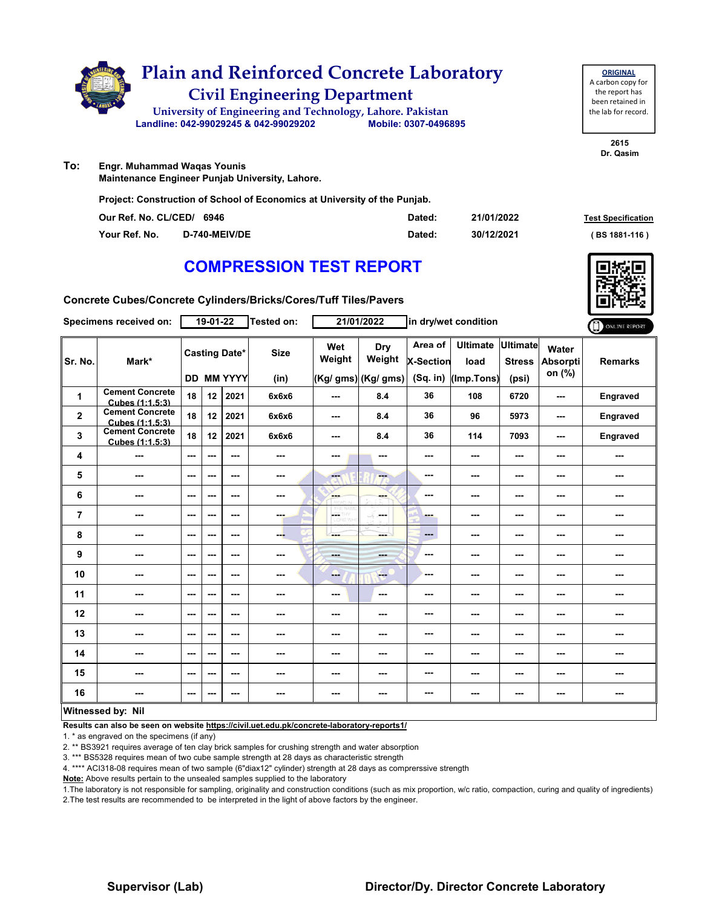# Plain and Reinforced Concrete Laboratory

## Civil Engineering Department

University of Engineering and Technology, Lahore. Pakistan

Landline: 042-99029245 & 042-99029202 Mobile: 0307-0496895

**ORIGINAL**
A carbon copy for the report has been retained in the lab for record.

2615
Dr. Qasim

**To:** Engr. Muhammad Waqas Younis
Maintenance Engineer Punjab University, Lahore.

**Project: Construction of School of Economics at University of the Punjab.**

| | | | |
|---|---|---|---|
| Our Ref. No. CL/CED/ 6946 | Dated: | 21/01/2022 | Test Specification |
| Your Ref. No. D-740-MEIV/DE | Dated: | 30/12/2021 | ( BS 1881-116 ) |

# COMPRESSION TEST REPORT

**Concrete Cubes/Concrete Cylinders/Bricks/Cores/Tuff Tiles/Pavers**

**Specimens received on:** 19-01-22 **Tested on:** 21/01/2022 **in dry/wet condition**

| Sr. No. | Mark* | Casting Date* DD | MM | YYYY | Size (in) | Wet Weight (Kg/ gms) | Dry Weight (Kg/ gms) | Area of X-Section (Sq. in) | Ultimate load (Imp.Tons) | Ultimate Stress (psi) | Water Absorption (%) | Remarks |
|---|---|---|---|---|---|---|---|---|---|---|---|---|
| 1 | Cement Concrete Cubes (1:1.5:3) | 18 | 12 | 2021 | 6x6x6 | --- | 8.4 | 36 | 108 | 6720 | --- | Engraved |
| 2 | Cement Concrete Cubes (1:1.5:3) | 18 | 12 | 2021 | 6x6x6 | --- | 8.4 | 36 | 96 | 5973 | --- | Engraved |
| 3 | Cement Concrete Cubes (1:1.5:3) | 18 | 12 | 2021 | 6x6x6 | --- | 8.4 | 36 | 114 | 7093 | --- | Engraved |
| 4 | --- | --- | --- | --- | --- | --- | --- | --- | --- | --- | --- | --- |
| 5 | --- | --- | --- | --- | --- | --- | --- | --- | --- | --- | --- | --- |
| 6 | --- | --- | --- | --- | --- | --- | --- | --- | --- | --- | --- | --- |
| 7 | --- | --- | --- | --- | --- | --- | --- | --- | --- | --- | --- | --- |
| 8 | --- | --- | --- | --- | --- | --- | --- | --- | --- | --- | --- | --- |
| 9 | --- | --- | --- | --- | --- | --- | --- | --- | --- | --- | --- | --- |
| 10 | --- | --- | --- | --- | --- | --- | --- | --- | --- | --- | --- | --- |
| 11 | --- | --- | --- | --- | --- | --- | --- | --- | --- | --- | --- | --- |
| 12 | --- | --- | --- | --- | --- | --- | --- | --- | --- | --- | --- | --- |
| 13 | --- | --- | --- | --- | --- | --- | --- | --- | --- | --- | --- | --- |
| 14 | --- | --- | --- | --- | --- | --- | --- | --- | --- | --- | --- | --- |
| 15 | --- | --- | --- | --- | --- | --- | --- | --- | --- | --- | --- | --- |
| 16 | --- | --- | --- | --- | --- | --- | --- | --- | --- | --- | --- | --- |

**Witnessed by: Nil**

**Results can also be seen on website https://civil.uet.edu.pk/concrete-laboratory-reports1/**

1. * as engraved on the specimens (if any)
2. ** BS3921 requires average of ten clay brick samples for crushing strength and water absorption
3. *** BS5328 requires mean of two cube sample strength at 28 days as characteristic strength
4. **** ACI318-08 requires mean of two sample (6"diax12" cylinder) strength at 28 days as comprerssive strength

**Note:** Above results pertain to the unsealed samples supplied to the laboratory

1.The laboratory is not responsible for sampling, originality and construction conditions (such as mix proportion, w/c ratio, compaction, curing and quality of ingredients)
2.The test results are recommended to be interpreted in the light of above factors by the engineer.

**Supervisor (Lab)** **Director/Dy. Director Concrete Laboratory**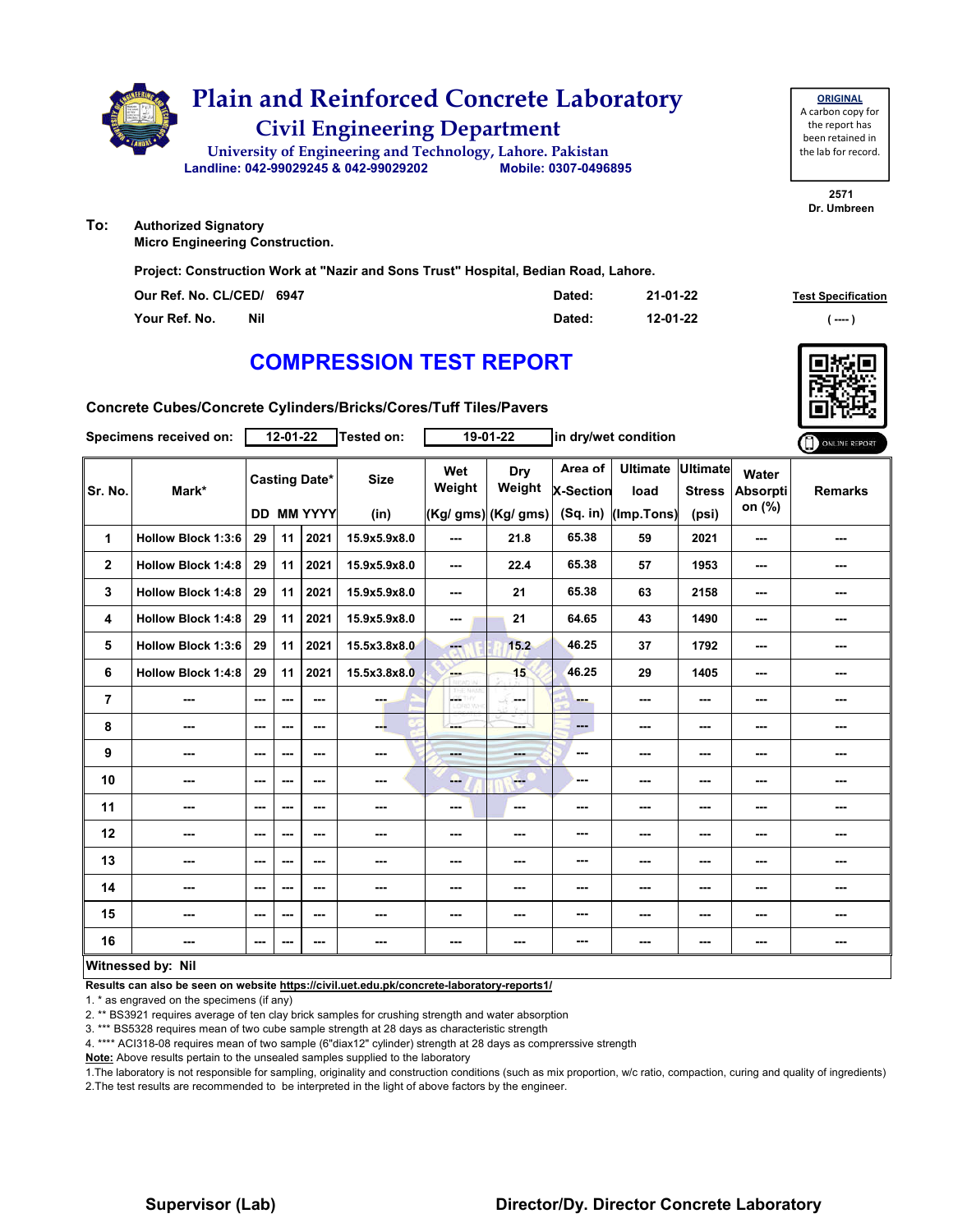# Plain and Reinforced Concrete Laboratory

## Civil Engineering Department

University of Engineering and Technology, Lahore. Pakistan

Landline: 042-99029245 & 042-99029202 Mobile: 0307-0496895

**ORIGINAL**
A carbon copy for the report has been retained in the lab for record.

2571
Dr. Umbreen

**To:** Authorized Signatory
Micro Engineering Construction.

**Project: Construction Work at "Nazir and Sons Trust" Hospital, Bedian Road, Lahore.**

| | | | |
|---|---|---|---|
| Our Ref. No. CL/CED/ | 6947 | Dated: | 21-01-22 |
| Your Ref. No. | Nil | Dated: | 12-01-22 |

Test Specification
( ---- )

# COMPRESSION TEST REPORT

**Concrete Cubes/Concrete Cylinders/Bricks/Cores/Tuff Tiles/Pavers**

Specimens received on: 12-01-22 Tested on: 19-01-22 in dry/wet condition

ONLINE REPORT

| Sr. No. | Mark* | Casting Date* | | | Size | Wet Weight | Dry Weight | Area of X-Section | Ultimate load | Ultimate Stress | Water Absorption (%) | Remarks |
|---|---|---|---|---|---|---|---|---|---|---|---|---|
| | | DD | MM | YYYY | (in) | (Kg/ gms) | (Kg/ gms) | (Sq. in) | (Imp.Tons) | (psi) | | |
| 1 | Hollow Block 1:3:6 | 29 | 11 | 2021 | 15.9x5.9x8.0 | --- | 21.8 | 65.38 | 59 | 2021 | --- | --- |
| 2 | Hollow Block 1:4:8 | 29 | 11 | 2021 | 15.9x5.9x8.0 | --- | 22.4 | 65.38 | 57 | 1953 | --- | --- |
| 3 | Hollow Block 1:4:8 | 29 | 11 | 2021 | 15.9x5.9x8.0 | --- | 21 | 65.38 | 63 | 2158 | --- | --- |
| 4 | Hollow Block 1:4:8 | 29 | 11 | 2021 | 15.9x5.9x8.0 | --- | 21 | 64.65 | 43 | 1490 | --- | --- |
| 5 | Hollow Block 1:3:6 | 29 | 11 | 2021 | 15.5x3.8x8.0 | --- | 15.2 | 46.25 | 37 | 1792 | --- | --- |
| 6 | Hollow Block 1:4:8 | 29 | 11 | 2021 | 15.5x3.8x8.0 | --- | 15 | 46.25 | 29 | 1405 | --- | --- |
| 7 | --- | --- | --- | --- | --- | --- | --- | --- | --- | --- | --- | --- |
| 8 | --- | --- | --- | --- | --- | --- | --- | --- | --- | --- | --- | --- |
| 9 | --- | --- | --- | --- | --- | --- | --- | --- | --- | --- | --- | --- |
| 10 | --- | --- | --- | --- | --- | --- | --- | --- | --- | --- | --- | --- |
| 11 | --- | --- | --- | --- | --- | --- | --- | --- | --- | --- | --- | --- |
| 12 | --- | --- | --- | --- | --- | --- | --- | --- | --- | --- | --- | --- |
| 13 | --- | --- | --- | --- | --- | --- | --- | --- | --- | --- | --- | --- |
| 14 | --- | --- | --- | --- | --- | --- | --- | --- | --- | --- | --- | --- |
| 15 | --- | --- | --- | --- | --- | --- | --- | --- | --- | --- | --- | --- |
| 16 | --- | --- | --- | --- | --- | --- | --- | --- | --- | --- | --- | --- |

**Witnessed by: Nil**

**Results can also be seen on website https://civil.uet.edu.pk/concrete-laboratory-reports1/**

1. * as engraved on the specimens (if any)
2. ** BS3921 requires average of ten clay brick samples for crushing strength and water absorption
3. *** BS5328 requires mean of two cube sample strength at 28 days as characteristic strength
4. **** ACI318-08 requires mean of two sample (6"diax12" cylinder) strength at 28 days as comprerssive strength

**Note:** Above results pertain to the unsealed samples supplied to the laboratory

1.The laboratory is not responsible for sampling, originality and construction conditions (such as mix proportion, w/c ratio, compaction, curing and quality of ingredients)
2.The test results are recommended to be interpreted in the light of above factors by the engineer.

**Supervisor (Lab)** **Director/Dy. Director Concrete Laboratory**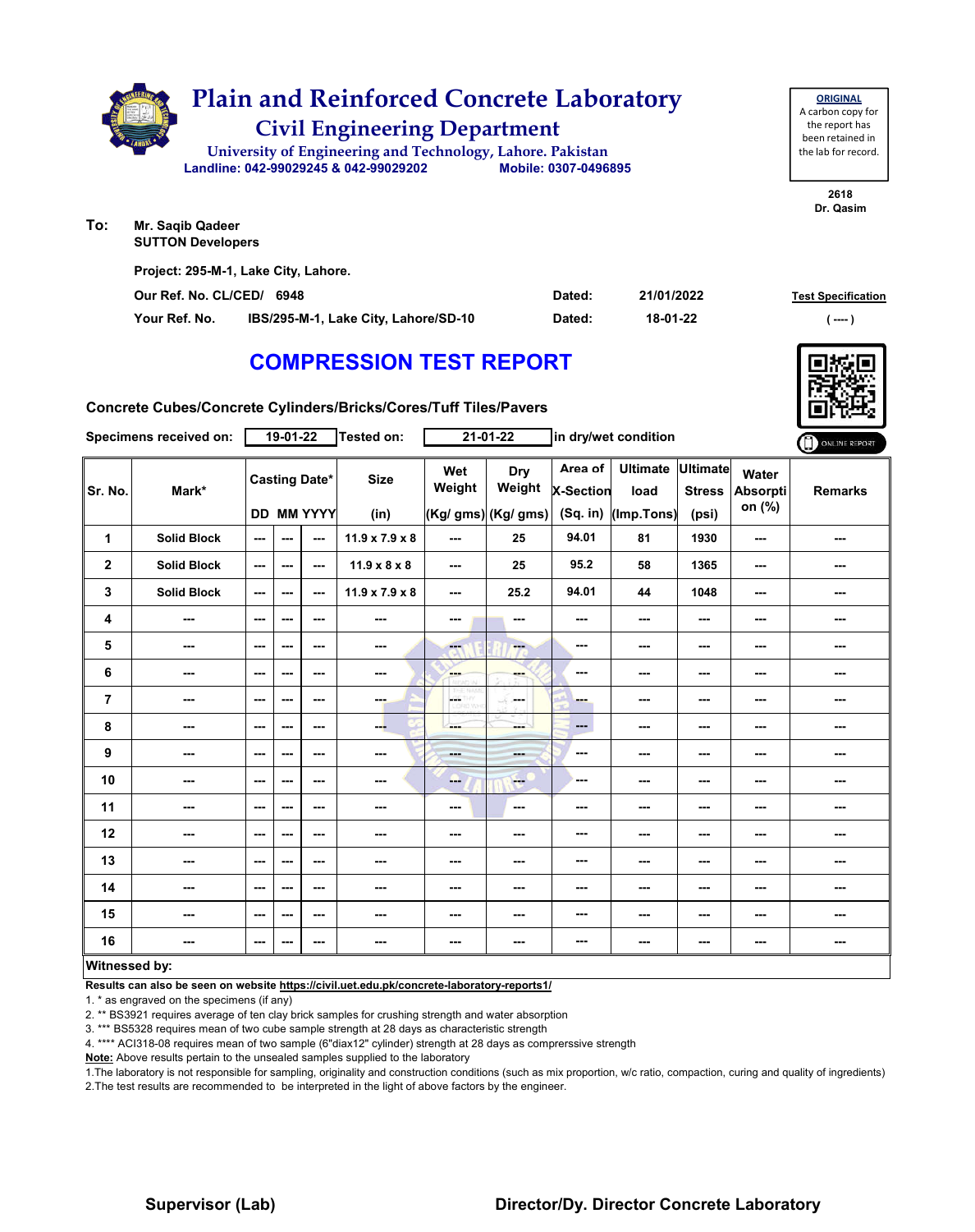# Plain and Reinforced Concrete Laboratory

## Civil Engineering Department

University of Engineering and Technology, Lahore. Pakistan

Landline: 042-99029245 & 042-99029202 Mobile: 0307-0496895

**ORIGINAL**
A carbon copy for the report has been retained in the lab for record.

2618
Dr. Qasim

**To:** Mr. Saqib Qadeer
SUTTON Developers

Project: 295-M-1, Lake City, Lahore.

| | | | | |
|---|---|---|---|---|
| Our Ref. No. CL/CED/ | 6948 | Dated: | 21/01/2022 | Test Specification |
| Your Ref. No. | IBS/295-M-1, Lake City, Lahore/SD-10 | Dated: | 18-01-22 | ( ---- ) |

## COMPRESSION TEST REPORT

Concrete Cubes/Concrete Cylinders/Bricks/Cores/Tuff Tiles/Pavers

Specimens received on: 19-01-22 Tested on: 21-01-22 in dry/wet condition

ONLINE REPORT

| Sr. No. | Mark* | Casting Date* | | | Size | Wet Weight | Dry Weight | Area of X-Section | Ultimate load | Ultimate Stress | Water Absorption (%) | Remarks |
|---|---|---|---|---|---|---|---|---|---|---|---|---|
| | | DD | MM | YYYY | (in) | (Kg/ gms) | (Kg/ gms) | (Sq. in) | (Imp.Tons) | (psi) | | |
| 1 | Solid Block | --- | --- | --- | 11.9 x 7.9 x 8 | --- | 25 | 94.01 | 81 | 1930 | --- | --- |
| 2 | Solid Block | --- | --- | --- | 11.9 x 8 x 8 | --- | 25 | 95.2 | 58 | 1365 | --- | --- |
| 3 | Solid Block | --- | --- | --- | 11.9 x 7.9 x 8 | --- | 25.2 | 94.01 | 44 | 1048 | --- | --- |
| 4 | --- | --- | --- | --- | --- | --- | --- | --- | --- | --- | --- | --- |
| 5 | --- | --- | --- | --- | --- | --- | --- | --- | --- | --- | --- | --- |
| 6 | --- | --- | --- | --- | --- | --- | --- | --- | --- | --- | --- | --- |
| 7 | --- | --- | --- | --- | --- | --- | --- | --- | --- | --- | --- | --- |
| 8 | --- | --- | --- | --- | --- | --- | --- | --- | --- | --- | --- | --- |
| 9 | --- | --- | --- | --- | --- | --- | --- | --- | --- | --- | --- | --- |
| 10 | --- | --- | --- | --- | --- | --- | --- | --- | --- | --- | --- | --- |
| 11 | --- | --- | --- | --- | --- | --- | --- | --- | --- | --- | --- | --- |
| 12 | --- | --- | --- | --- | --- | --- | --- | --- | --- | --- | --- | --- |
| 13 | --- | --- | --- | --- | --- | --- | --- | --- | --- | --- | --- | --- |
| 14 | --- | --- | --- | --- | --- | --- | --- | --- | --- | --- | --- | --- |
| 15 | --- | --- | --- | --- | --- | --- | --- | --- | --- | --- | --- | --- |
| 16 | --- | --- | --- | --- | --- | --- | --- | --- | --- | --- | --- | --- |

**Witnessed by:**

**Results can also be seen on website https://civil.uet.edu.pk/concrete-laboratory-reports1/**

1. * as engraved on the specimens (if any)
2. ** BS3921 requires average of ten clay brick samples for crushing strength and water absorption
3. *** BS5328 requires mean of two cube sample strength at 28 days as characteristic strength
4. **** ACI318-08 requires mean of two sample (6"diax12" cylinder) strength at 28 days as comprerssive strength

**Note:** Above results pertain to the unsealed samples supplied to the laboratory

1.The laboratory is not responsible for sampling, originality and construction conditions (such as mix proportion, w/c ratio, compaction, curing and quality of ingredients)
2.The test results are recommended to be interpreted in the light of above factors by the engineer.

**Supervisor (Lab)** **Director/Dy. Director Concrete Laboratory**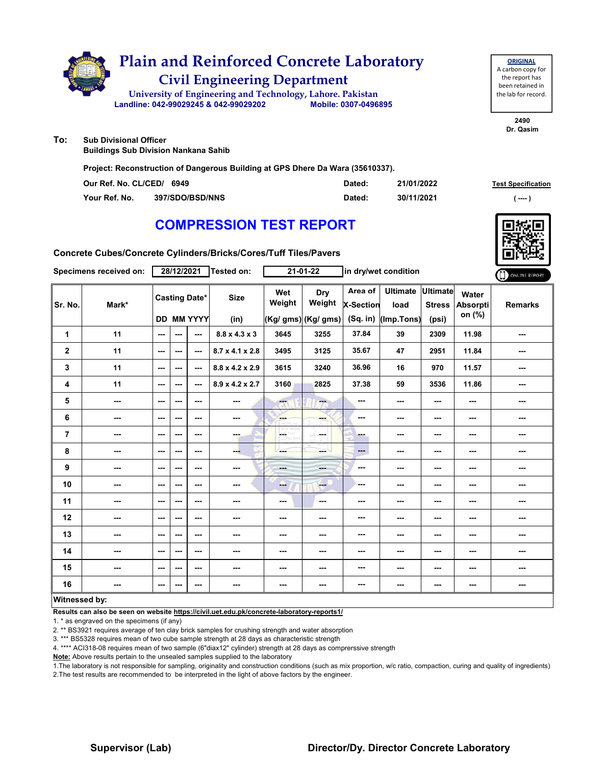# Plain and Reinforced Concrete Laboratory

## Civil Engineering Department

University of Engineering and Technology, Lahore. Pakistan

Landline: 042-99029245 & 042-99029202 Mobile: 0307-0496869

**ORIGINAL**
A carbon copy for the report has been retained in the lab for record.

2490
Dr. Qasim

**To:** Sub Divisional Officer
Buildings Sub Division Nankana Sahib

Project: Reconstruction of Dangerous Building at GPS Dhere Da Wara (35610337).

Our Ref. No. CL/CED/ 6949 Dated: 21/01/2022

Your Ref. No. 397/SDO/BSD/NNS Dated: 30/11/2021

Test Specification
( ---- )

# COMPRESSION TEST REPORT

Concrete Cubes/Concrete Cylinders/Bricks/Cores/Tuff Tiles/Pavers

Specimens received on: 28/12/2021 Tested on: 21-01-22 in dry/wet condition

ONLINE REPORT

| Sr. No. | Mark* | Casting Date* | | | Size | Wet Weight | Dry Weight | Area of X-Section | Ultimate load | Ultimate Stress | Water Absorption (%) | Remarks |
|---|---|---|---|---|---|---|---|---|---|---|---|---|
| | | DD | MM | YYYY | (in) | (Kg/ gms) | (Kg/ gms) | (Sq. in) | (Imp.Tons) | (psi) | | |
| 1 | 11 | --- | --- | --- | 8.8 x 4.3 x 3 | 3645 | 3255 | 37.84 | 39 | 2309 | 11.98 | --- |
| 2 | 11 | --- | --- | --- | 8.7 x 4.1 x 2.8 | 3495 | 3125 | 35.67 | 47 | 2951 | 11.84 | --- |
| 3 | 11 | --- | --- | --- | 8.8 x 4.2 x 2.9 | 3615 | 3240 | 36.96 | 16 | 970 | 11.57 | --- |
| 4 | 11 | --- | --- | --- | 8.9 x 4.2 x 2.7 | 3160 | 2825 | 37.38 | 59 | 3536 | 11.86 | --- |
| 5 | --- | --- | --- | --- | --- | --- | --- | --- | --- | --- | --- | --- |
| 6 | --- | --- | --- | --- | --- | --- | --- | --- | --- | --- | --- | --- |
| 7 | --- | --- | --- | --- | --- | --- | --- | --- | --- | --- | --- | --- |
| 8 | --- | --- | --- | --- | --- | --- | --- | --- | --- | --- | --- | --- |
| 9 | --- | --- | --- | --- | --- | --- | --- | --- | --- | --- | --- | --- |
| 10 | --- | --- | --- | --- | --- | --- | --- | --- | --- | --- | --- | --- |
| 11 | --- | --- | --- | --- | --- | --- | --- | --- | --- | --- | --- | --- |
| 12 | --- | --- | --- | --- | --- | --- | --- | --- | --- | --- | --- | --- |
| 13 | --- | --- | --- | --- | --- | --- | --- | --- | --- | --- | --- | --- |
| 14 | --- | --- | --- | --- | --- | --- | --- | --- | --- | --- | --- | --- |
| 15 | --- | --- | --- | --- | --- | --- | --- | --- | --- | --- | --- | --- |
| 16 | --- | --- | --- | --- | --- | --- | --- | --- | --- | --- | --- | --- |

**Witnessed by:**

Results can also be seen on website https://civil.uet.edu.pk/concrete-laboratory-reports1/

1. * as engraved on the specimens (if any)
2. ** BS3921 requires average of ten clay brick samples for crushing strength and water absorption
3. *** BS5328 requires mean of two cube sample strength at 28 days as characteristic strength
4. **** ACI318-08 requires mean of two sample (6"diax12" cylinder) strength at 28 days as comprerssive strength

**Note:** Above results pertain to the unsealed samples supplied to the laboratory

1.The laboratory is not responsible for sampling, originality and construction conditions (such as mix proportion, w/c ratio, compaction, curing and quality of ingredients)
2.The test results are recommended to be interpreted in the light of above factors by the engineer.

**Supervisor (Lab)** **Director/Dy. Director Concrete Laboratory**